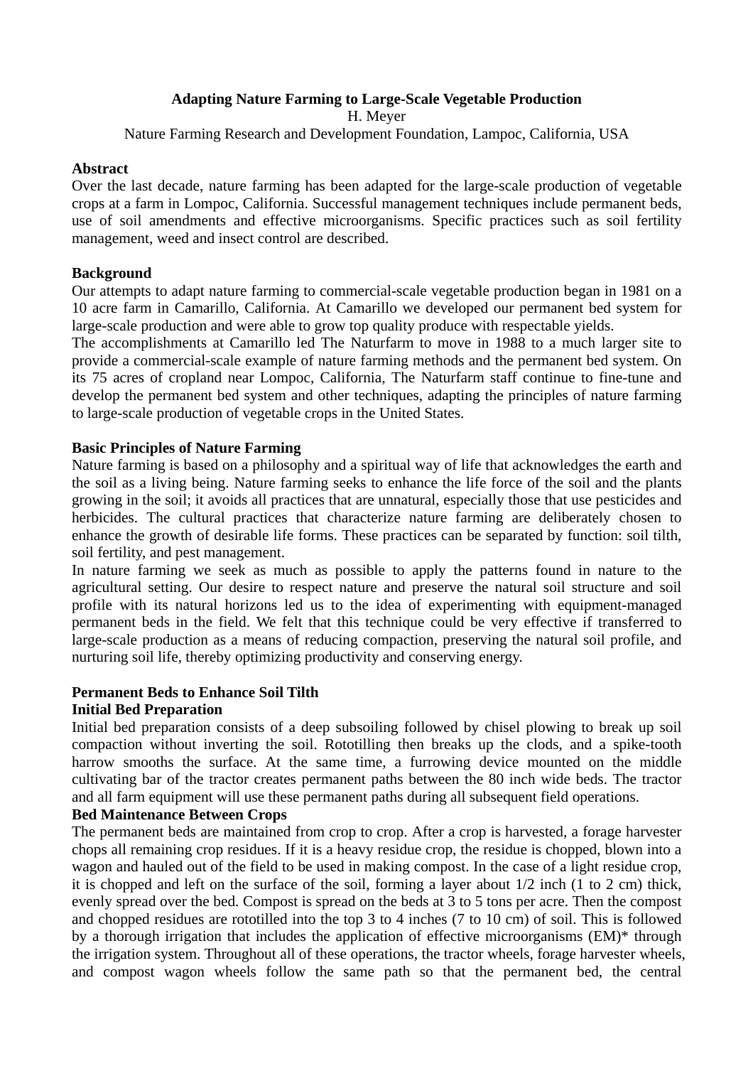# Adapting Nature Farming to Large-Scale Vegetable Production

H. Meyer

Nature Farming Research and Development Foundation, Lampoc, California, USA

## Abstract

Over the last decade, nature farming has been adapted for the large-scale production of vegetable crops at a farm in Lompoc, California. Successful management techniques include permanent beds, use of soil amendments and effective microorganisms. Specific practices such as soil fertility management, weed and insect control are described.

## Background

Our attempts to adapt nature farming to commercial-scale vegetable production began in 1981 on a 10 acre farm in Camarillo, California. At Camarillo we developed our permanent bed system for large-scale production and were able to grow top quality produce with respectable yields.

The accomplishments at Camarillo led The Naturfarm to move in 1988 to a much larger site to provide a commercial-scale example of nature farming methods and the permanent bed system. On its 75 acres of cropland near Lompoc, California, The Naturfarm staff continue to fine-tune and develop the permanent bed system and other techniques, adapting the principles of nature farming to large-scale production of vegetable crops in the United States.

## Basic Principles of Nature Farming

Nature farming is based on a philosophy and a spiritual way of life that acknowledges the earth and the soil as a living being. Nature farming seeks to enhance the life force of the soil and the plants growing in the soil; it avoids all practices that are unnatural, especially those that use pesticides and herbicides. The cultural practices that characterize nature farming are deliberately chosen to enhance the growth of desirable life forms. These practices can be separated by function: soil tilth, soil fertility, and pest management.

In nature farming we seek as much as possible to apply the patterns found in nature to the agricultural setting. Our desire to respect nature and preserve the natural soil structure and soil profile with its natural horizons led us to the idea of experimenting with equipment-managed permanent beds in the field. We felt that this technique could be very effective if transferred to large-scale production as a means of reducing compaction, preserving the natural soil profile, and nurturing soil life, thereby optimizing productivity and conserving energy.

## Permanent Beds to Enhance Soil Tilth

### Initial Bed Preparation

Initial bed preparation consists of a deep subsoiling followed by chisel plowing to break up soil compaction without inverting the soil. Rototilling then breaks up the clods, and a spike-tooth harrow smooths the surface. At the same time, a furrowing device mounted on the middle cultivating bar of the tractor creates permanent paths between the 80 inch wide beds. The tractor and all farm equipment will use these permanent paths during all subsequent field operations.

### Bed Maintenance Between Crops

The permanent beds are maintained from crop to crop. After a crop is harvested, a forage harvester chops all remaining crop residues. If it is a heavy residue crop, the residue is chopped, blown into a wagon and hauled out of the field to be used in making compost. In the case of a light residue crop, it is chopped and left on the surface of the soil, forming a layer about 1/2 inch (1 to 2 cm) thick, evenly spread over the bed. Compost is spread on the beds at 3 to 5 tons per acre. Then the compost and chopped residues are rototilled into the top 3 to 4 inches (7 to 10 cm) of soil. This is followed by a thorough irrigation that includes the application of effective microorganisms (EM)* through the irrigation system. Throughout all of these operations, the tractor wheels, forage harvester wheels, and compost wagon wheels follow the same path so that the permanent bed, the central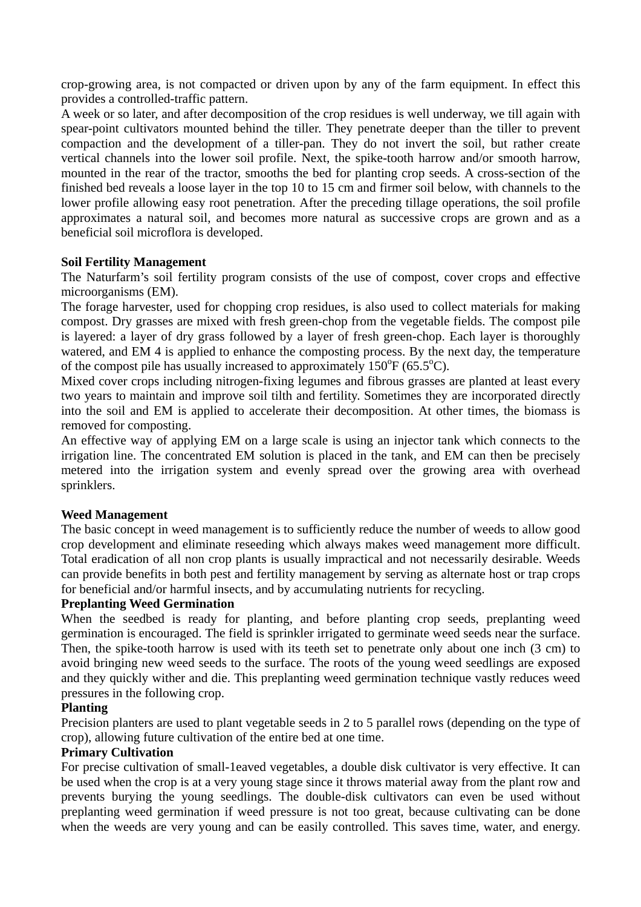crop-growing area, is not compacted or driven upon by any of the farm equipment. In effect this provides a controlled-traffic pattern.

A week or so later, and after decomposition of the crop residues is well underway, we till again with spear-point cultivators mounted behind the tiller. They penetrate deeper than the tiller to prevent compaction and the development of a tiller-pan. They do not invert the soil, but rather create vertical channels into the lower soil profile. Next, the spike-tooth harrow and/or smooth harrow, mounted in the rear of the tractor, smooths the bed for planting crop seeds. A cross-section of the finished bed reveals a loose layer in the top 10 to 15 cm and firmer soil below, with channels to the lower profile allowing easy root penetration. After the preceding tillage operations, the soil profile approximates a natural soil, and becomes more natural as successive crops are grown and as a beneficial soil microflora is developed.

**Soil Fertility Management**

The Naturfarm's soil fertility program consists of the use of compost, cover crops and effective microorganisms (EM).

The forage harvester, used for chopping crop residues, is also used to collect materials for making compost. Dry grasses are mixed with fresh green-chop from the vegetable fields. The compost pile is layered: a layer of dry grass followed by a layer of fresh green-chop. Each layer is thoroughly watered, and EM 4 is applied to enhance the composting process. By the next day, the temperature of the compost pile has usually increased to approximately 150$^{o}$F (65.5$^{o}$C).

Mixed cover crops including nitrogen-fixing legumes and fibrous grasses are planted at least every two years to maintain and improve soil tilth and fertility. Sometimes they are incorporated directly into the soil and EM is applied to accelerate their decomposition. At other times, the biomass is removed for composting.

An effective way of applying EM on a large scale is using an injector tank which connects to the irrigation line. The concentrated EM solution is placed in the tank, and EM can then be precisely metered into the irrigation system and evenly spread over the growing area with overhead sprinklers.

**Weed Management**

The basic concept in weed management is to sufficiently reduce the number of weeds to allow good crop development and eliminate reseeding which always makes weed management more difficult. Total eradication of all non crop plants is usually impractical and not necessarily desirable. Weeds can provide benefits in both pest and fertility management by serving as alternate host or trap crops for beneficial and/or harmful insects, and by accumulating nutrients for recycling.

**Preplanting Weed Germination**

When the seedbed is ready for planting, and before planting crop seeds, preplanting weed germination is encouraged. The field is sprinkler irrigated to germinate weed seeds near the surface. Then, the spike-tooth harrow is used with its teeth set to penetrate only about one inch (3 cm) to avoid bringing new weed seeds to the surface. The roots of the young weed seedlings are exposed and they quickly wither and die. This preplanting weed germination technique vastly reduces weed pressures in the following crop.

**Planting**

Precision planters are used to plant vegetable seeds in 2 to 5 parallel rows (depending on the type of crop), allowing future cultivation of the entire bed at one time.

**Primary Cultivation**

For precise cultivation of small-1eaved vegetables, a double disk cultivator is very effective. It can be used when the crop is at a very young stage since it throws material away from the plant row and prevents burying the young seedlings. The double-disk cultivators can even be used without preplanting weed germination if weed pressure is not too great, because cultivating can be done when the weeds are very young and can be easily controlled. This saves time, water, and energy.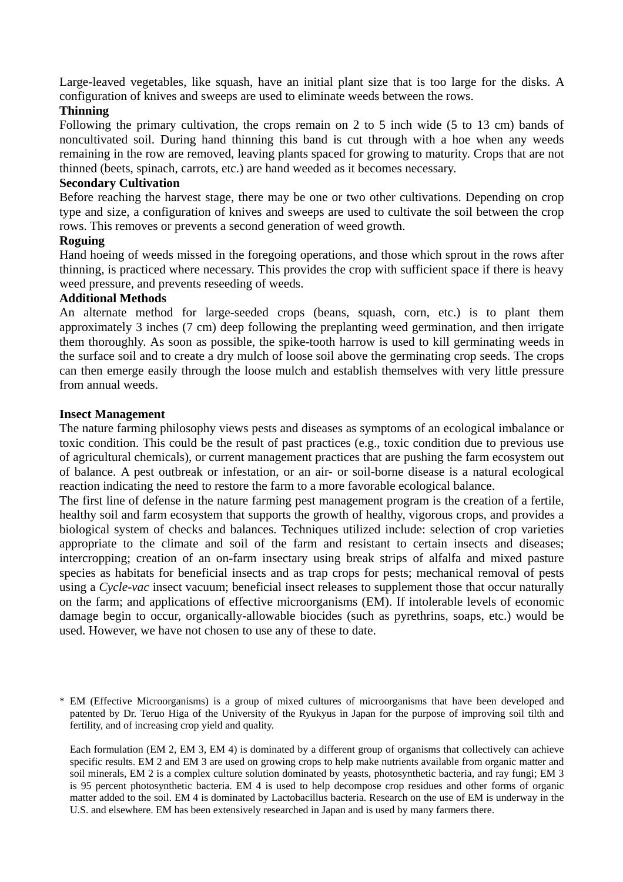Large-leaved vegetables, like squash, have an initial plant size that is too large for the disks. A configuration of knives and sweeps are used to eliminate weeds between the rows.

**Thinning**

Following the primary cultivation, the crops remain on 2 to 5 inch wide (5 to 13 cm) bands of noncultivated soil. During hand thinning this band is cut through with a hoe when any weeds remaining in the row are removed, leaving plants spaced for growing to maturity. Crops that are not thinned (beets, spinach, carrots, etc.) are hand weeded as it becomes necessary.

**Secondary Cultivation**

Before reaching the harvest stage, there may be one or two other cultivations. Depending on crop type and size, a configuration of knives and sweeps are used to cultivate the soil between the crop rows. This removes or prevents a second generation of weed growth.

**Roguing**

Hand hoeing of weeds missed in the foregoing operations, and those which sprout in the rows after thinning, is practiced where necessary. This provides the crop with sufficient space if there is heavy weed pressure, and prevents reseeding of weeds.

**Additional Methods**

An alternate method for large-seeded crops (beans, squash, corn, etc.) is to plant them approximately 3 inches (7 cm) deep following the preplanting weed germination, and then irrigate them thoroughly. As soon as possible, the spike-tooth harrow is used to kill germinating weeds in the surface soil and to create a dry mulch of loose soil above the germinating crop seeds. The crops can then emerge easily through the loose mulch and establish themselves with very little pressure from annual weeds.

**Insect Management**

The nature farming philosophy views pests and diseases as symptoms of an ecological imbalance or toxic condition. This could be the result of past practices (e.g., toxic condition due to previous use of agricultural chemicals), or current management practices that are pushing the farm ecosystem out of balance. A pest outbreak or infestation, or an air- or soil-borne disease is a natural ecological reaction indicating the need to restore the farm to a more favorable ecological balance.

The first line of defense in the nature farming pest management program is the creation of a fertile, healthy soil and farm ecosystem that supports the growth of healthy, vigorous crops, and provides a biological system of checks and balances. Techniques utilized include: selection of crop varieties appropriate to the climate and soil of the farm and resistant to certain insects and diseases; intercropping; creation of an on-farm insectary using break strips of alfalfa and mixed pasture species as habitats for beneficial insects and as trap crops for pests; mechanical removal of pests using a *Cycle-vac* insect vacuum; beneficial insect releases to supplement those that occur naturally on the farm; and applications of effective microorganisms (EM). If intolerable levels of economic damage begin to occur, organically-allowable biocides (such as pyrethrins, soaps, etc.) would be used. However, we have not chosen to use any of these to date.

\* EM (Effective Microorganisms) is a group of mixed cultures of microorganisms that have been developed and patented by Dr. Teruo Higa of the University of the Ryukyus in Japan for the purpose of improving soil tilth and fertility, and of increasing crop yield and quality.

Each formulation (EM 2, EM 3, EM 4) is dominated by a different group of organisms that collectively can achieve specific results. EM 2 and EM 3 are used on growing crops to help make nutrients available from organic matter and soil minerals, EM 2 is a complex culture solution dominated by yeasts, photosynthetic bacteria, and ray fungi; EM 3 is 95 percent photosynthetic bacteria. EM 4 is used to help decompose crop residues and other forms of organic matter added to the soil. EM 4 is dominated by Lactobacillus bacteria. Research on the use of EM is underway in the U.S. and elsewhere. EM has been extensively researched in Japan and is used by many farmers there.